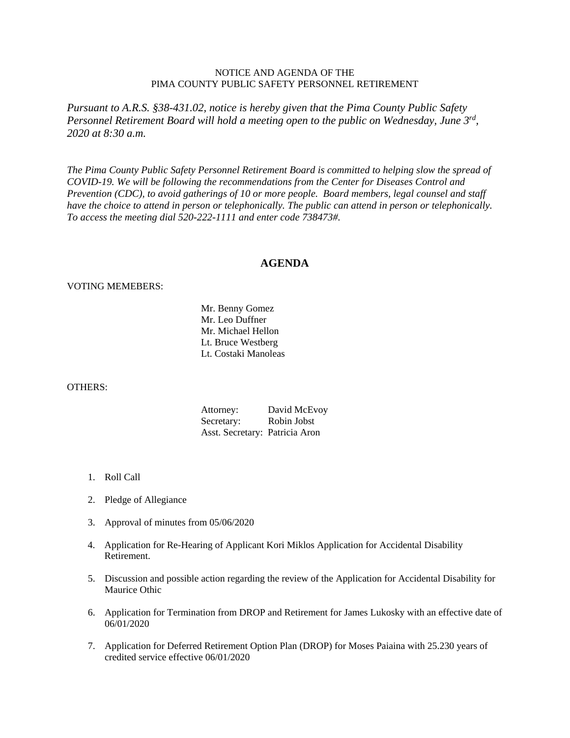NOTICE AND AGENDA OF THE
PIMA COUNTY PUBLIC SAFETY PERSONNEL RETIREMENT

*Pursuant to A.R.S. §38-431.02, notice is hereby given that the Pima County Public Safety Personnel Retirement Board will hold a meeting open to the public on Wednesday, June 3rd, 2020 at 8:30 a.m.*

*The Pima County Public Safety Personnel Retirement Board is committed to helping slow the spread of COVID-19. We will be following the recommendations from the Center for Diseases Control and Prevention (CDC), to avoid gatherings of 10 or more people. Board members, legal counsel and staff have the choice to attend in person or telephonically. The public can attend in person or telephonically. To access the meeting dial 520-222-1111 and enter code 738473#.*

## AGENDA

VOTING MEMEBERS:

Mr. Benny Gomez
Mr. Leo Duffner
Mr. Michael Hellon
Lt. Bruce Westberg
Lt. Costaki Manoleas

OTHERS:

Attorney: David McEvoy
Secretary: Robin Jobst
Asst. Secretary: Patricia Aron

1. Roll Call
2. Pledge of Allegiance
3. Approval of minutes from 05/06/2020
4. Application for Re-Hearing of Applicant Kori Miklos Application for Accidental Disability Retirement.
5. Discussion and possible action regarding the review of the Application for Accidental Disability for Maurice Othic
6. Application for Termination from DROP and Retirement for James Lukosky with an effective date of 06/01/2020
7. Application for Deferred Retirement Option Plan (DROP) for Moses Paiaina with 25.230 years of credited service effective 06/01/2020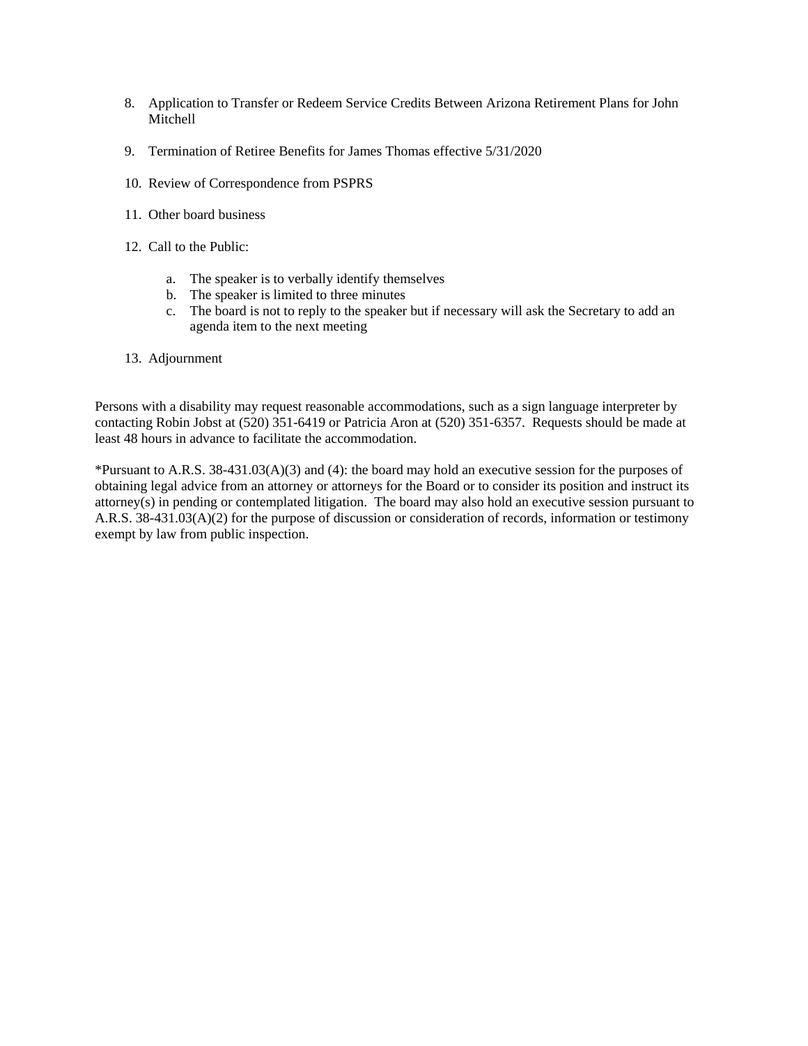8. Application to Transfer or Redeem Service Credits Between Arizona Retirement Plans for John Mitchell

9. Termination of Retiree Benefits for James Thomas effective 5/31/2020

10. Review of Correspondence from PSPRS

11. Other board business

12. Call to the Public:

    a. The speaker is to verbally identify themselves
    b. The speaker is limited to three minutes
    c. The board is not to reply to the speaker but if necessary will ask the Secretary to add an agenda item to the next meeting

13. Adjournment

Persons with a disability may request reasonable accommodations, such as a sign language interpreter by contacting Robin Jobst at (520) 351-6419 or Patricia Aron at (520) 351-6357. Requests should be made at least 48 hours in advance to facilitate the accommodation.

*Pursuant to A.R.S. 38-431.03(A)(3) and (4): the board may hold an executive session for the purposes of obtaining legal advice from an attorney or attorneys for the Board or to consider its position and instruct its attorney(s) in pending or contemplated litigation. The board may also hold an executive session pursuant to A.R.S. 38-431.03(A)(2) for the purpose of discussion or consideration of records, information or testimony exempt by law from public inspection.